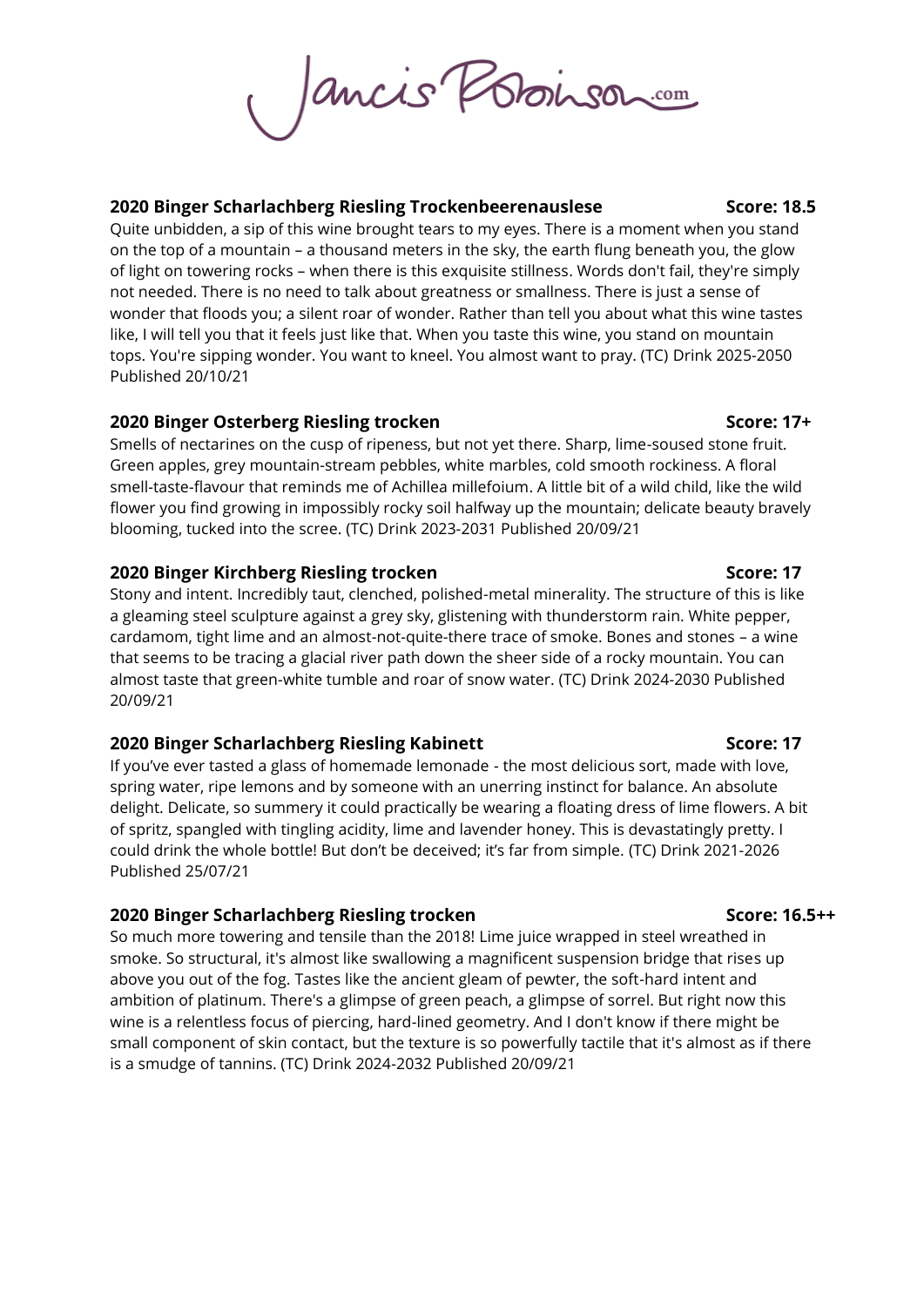JancisRobinson.com

**2020 Binger Scharlachberg Riesling Trockenbeerenauslese** **Score: 18.5**

Quite unbidden, a sip of this wine brought tears to my eyes. There is a moment when you stand on the top of a mountain – a thousand meters in the sky, the earth flung beneath you, the glow of light on towering rocks – when there is this exquisite stillness. Words don't fail, they're simply not needed. There is no need to talk about greatness or smallness. There is just a sense of wonder that floods you; a silent roar of wonder. Rather than tell you about what this wine tastes like, I will tell you that it feels just like that. When you taste this wine, you stand on mountain tops. You're sipping wonder. You want to kneel. You almost want to pray. (TC) Drink 2025-2050 Published 20/10/21

**2020 Binger Osterberg Riesling trocken** **Score: 17+**

Smells of nectarines on the cusp of ripeness, but not yet there. Sharp, lime-soused stone fruit. Green apples, grey mountain-stream pebbles, white marbles, cold smooth rockiness. A floral smell-taste-flavour that reminds me of Achillea millefoium. A little bit of a wild child, like the wild flower you find growing in impossibly rocky soil halfway up the mountain; delicate beauty bravely blooming, tucked into the scree. (TC) Drink 2023-2031 Published 20/09/21

**2020 Binger Kirchberg Riesling trocken** **Score: 17**

Stony and intent. Incredibly taut, clenched, polished-metal minerality. The structure of this is like a gleaming steel sculpture against a grey sky, glistening with thunderstorm rain. White pepper, cardamom, tight lime and an almost-not-quite-there trace of smoke. Bones and stones – a wine that seems to be tracing a glacial river path down the sheer side of a rocky mountain. You can almost taste that green-white tumble and roar of snow water. (TC) Drink 2024-2030 Published 20/09/21

**2020 Binger Scharlachberg Riesling Kabinett** **Score: 17**

If you've ever tasted a glass of homemade lemonade - the most delicious sort, made with love, spring water, ripe lemons and by someone with an unerring instinct for balance. An absolute delight. Delicate, so summery it could practically be wearing a floating dress of lime flowers. A bit of spritz, spangled with tingling acidity, lime and lavender honey. This is devastatingly pretty. I could drink the whole bottle! But don't be deceived; it's far from simple. (TC) Drink 2021-2026 Published 25/07/21

**2020 Binger Scharlachberg Riesling trocken** **Score: 16.5++**

So much more towering and tensile than the 2018! Lime juice wrapped in steel wreathed in smoke. So structural, it's almost like swallowing a magnificent suspension bridge that rises up above you out of the fog. Tastes like the ancient gleam of pewter, the soft-hard intent and ambition of platinum. There's a glimpse of green peach, a glimpse of sorrel. But right now this wine is a relentless focus of piercing, hard-lined geometry. And I don't know if there might be small component of skin contact, but the texture is so powerfully tactile that it's almost as if there is a smudge of tannins. (TC) Drink 2024-2032 Published 20/09/21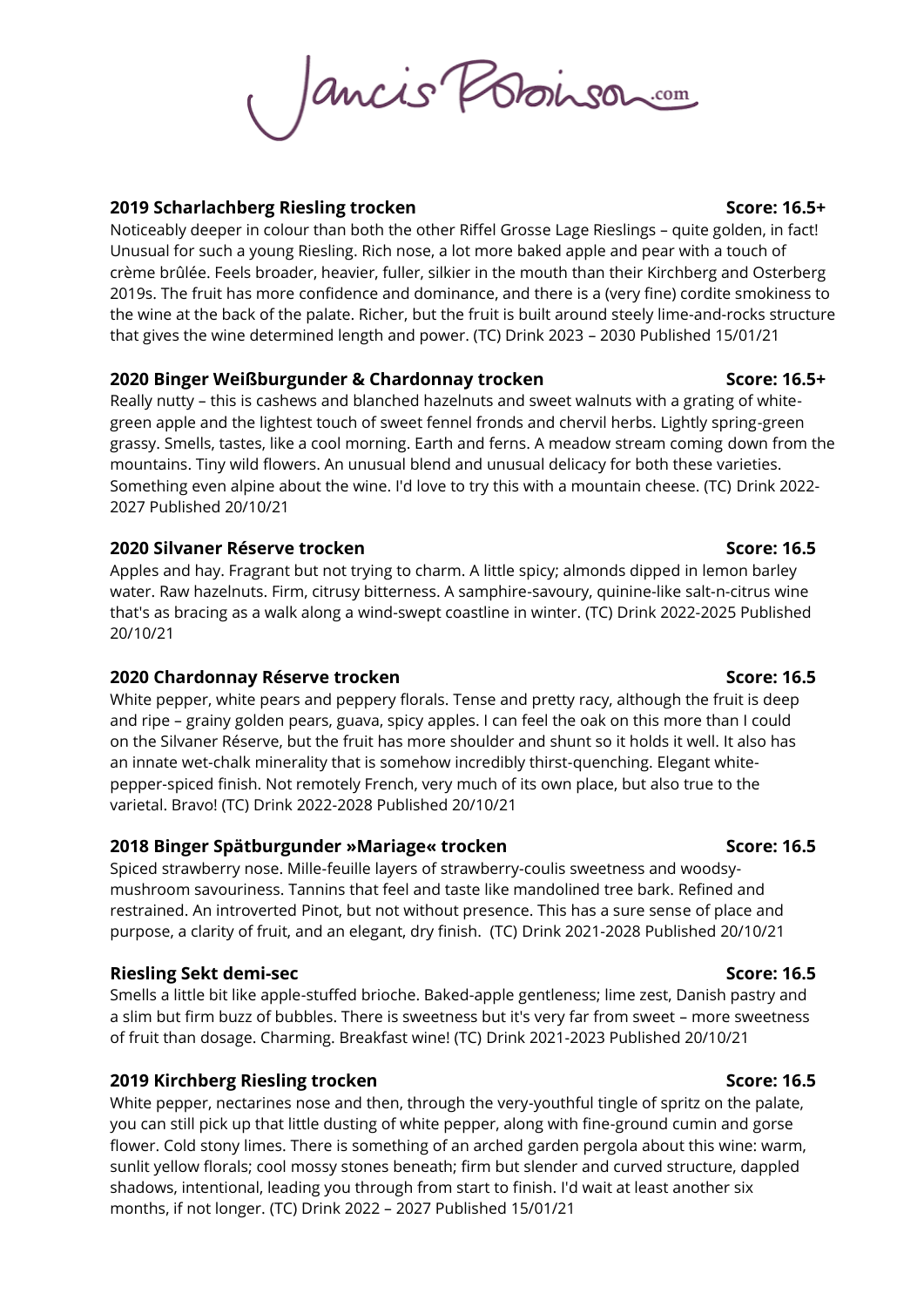**2019 Scharlachberg Riesling trocken** **Score: 16.5+**

Noticeably deeper in colour than both the other Riffel Grosse Lage Rieslings – quite golden, in fact! Unusual for such a young Riesling. Rich nose, a lot more baked apple and pear with a touch of crème brûlée. Feels broader, heavier, fuller, silkier in the mouth than their Kirchberg and Osterberg 2019s. The fruit has more confidence and dominance, and there is a (very fine) cordite smokiness to the wine at the back of the palate. Richer, but the fruit is built around steely lime-and-rocks structure that gives the wine determined length and power. (TC) Drink 2023 – 2030 Published 15/01/21

**2020 Binger Weißburgunder & Chardonnay trocken** **Score: 16.5+**

Really nutty – this is cashews and blanched hazelnuts and sweet walnuts with a grating of white-green apple and the lightest touch of sweet fennel fronds and chervil herbs. Lightly spring-green grassy. Smells, tastes, like a cool morning. Earth and ferns. A meadow stream coming down from the mountains. Tiny wild flowers. An unusual blend and unusual delicacy for both these varieties. Something even alpine about the wine. I'd love to try this with a mountain cheese. (TC) Drink 2022-2027 Published 20/10/21

**2020 Silvaner Réserve trocken** **Score: 16.5**

Apples and hay. Fragrant but not trying to charm. A little spicy; almonds dipped in lemon barley water. Raw hazelnuts. Firm, citrusy bitterness. A samphire-savoury, quinine-like salt-n-citrus wine that's as bracing as a walk along a wind-swept coastline in winter. (TC) Drink 2022-2025 Published 20/10/21

**2020 Chardonnay Réserve trocken** **Score: 16.5**

White pepper, white pears and peppery florals. Tense and pretty racy, although the fruit is deep and ripe – grainy golden pears, guava, spicy apples. I can feel the oak on this more than I could on the Silvaner Réserve, but the fruit has more shoulder and shunt so it holds it well. It also has an innate wet-chalk minerality that is somehow incredibly thirst-quenching. Elegant white-pepper-spiced finish. Not remotely French, very much of its own place, but also true to the varietal. Bravo! (TC) Drink 2022-2028 Published 20/10/21

**2018 Binger Spätburgunder »Mariage« trocken** **Score: 16.5**

Spiced strawberry nose. Mille-feuille layers of strawberry-coulis sweetness and woodsy-mushroom savouriness. Tannins that feel and taste like mandolined tree bark. Refined and restrained. An introverted Pinot, but not without presence. This has a sure sense of place and purpose, a clarity of fruit, and an elegant, dry finish. (TC) Drink 2021-2028 Published 20/10/21

**Riesling Sekt demi-sec** **Score: 16.5**

Smells a little bit like apple-stuffed brioche. Baked-apple gentleness; lime zest, Danish pastry and a slim but firm buzz of bubbles. There is sweetness but it's very far from sweet – more sweetness of fruit than dosage. Charming. Breakfast wine! (TC) Drink 2021-2023 Published 20/10/21

**2019 Kirchberg Riesling trocken** **Score: 16.5**

White pepper, nectarines nose and then, through the very-youthful tingle of spritz on the palate, you can still pick up that little dusting of white pepper, along with fine-ground cumin and gorse flower. Cold stony limes. There is something of an arched garden pergola about this wine: warm, sunlit yellow florals; cool mossy stones beneath; firm but slender and curved structure, dappled shadows, intentional, leading you through from start to finish. I'd wait at least another six months, if not longer. (TC) Drink 2022 – 2027 Published 15/01/21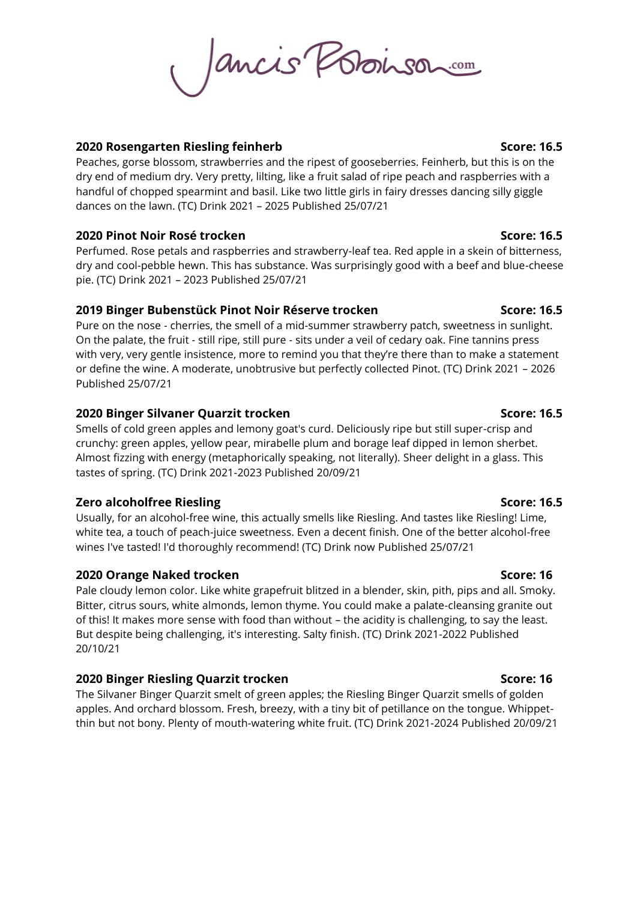**2020 Rosengarten Riesling feinherb** **Score: 16.5**

Peaches, gorse blossom, strawberries and the ripest of gooseberries. Feinherb, but this is on the dry end of medium dry. Very pretty, lilting, like a fruit salad of ripe peach and raspberries with a handful of chopped spearmint and basil. Like two little girls in fairy dresses dancing silly giggle dances on the lawn. (TC) Drink 2021 – 2025 Published 25/07/21

**2020 Pinot Noir Rosé trocken** **Score: 16.5**

Perfumed. Rose petals and raspberries and strawberry-leaf tea. Red apple in a skein of bitterness, dry and cool-pebble hewn. This has substance. Was surprisingly good with a beef and blue-cheese pie. (TC) Drink 2021 – 2023 Published 25/07/21

**2019 Binger Bubenstück Pinot Noir Réserve trocken** **Score: 16.5**

Pure on the nose - cherries, the smell of a mid-summer strawberry patch, sweetness in sunlight. On the palate, the fruit - still ripe, still pure - sits under a veil of cedary oak. Fine tannins press with very, very gentle insistence, more to remind you that they're there than to make a statement or define the wine. A moderate, unobtrusive but perfectly collected Pinot. (TC) Drink 2021 – 2026 Published 25/07/21

**2020 Binger Silvaner Quarzit trocken** **Score: 16.5**

Smells of cold green apples and lemony goat's curd. Deliciously ripe but still super-crisp and crunchy: green apples, yellow pear, mirabelle plum and borage leaf dipped in lemon sherbet. Almost fizzing with energy (metaphorically speaking, not literally). Sheer delight in a glass. This tastes of spring. (TC) Drink 2021-2023 Published 20/09/21

**Zero alcoholfree Riesling** **Score: 16.5**

Usually, for an alcohol-free wine, this actually smells like Riesling. And tastes like Riesling! Lime, white tea, a touch of peach-juice sweetness. Even a decent finish. One of the better alcohol-free wines I've tasted! I'd thoroughly recommend! (TC) Drink now Published 25/07/21

**2020 Orange Naked trocken** **Score: 16**

Pale cloudy lemon color. Like white grapefruit blitzed in a blender, skin, pith, pips and all. Smoky. Bitter, citrus sours, white almonds, lemon thyme. You could make a palate-cleansing granite out of this! It makes more sense with food than without – the acidity is challenging, to say the least. But despite being challenging, it's interesting. Salty finish. (TC) Drink 2021-2022 Published 20/10/21

**2020 Binger Riesling Quarzit trocken** **Score: 16**

The Silvaner Binger Quarzit smelt of green apples; the Riesling Binger Quarzit smells of golden apples. And orchard blossom. Fresh, breezy, with a tiny bit of petillance on the tongue. Whippet-thin but not bony. Plenty of mouth-watering white fruit. (TC) Drink 2021-2024 Published 20/09/21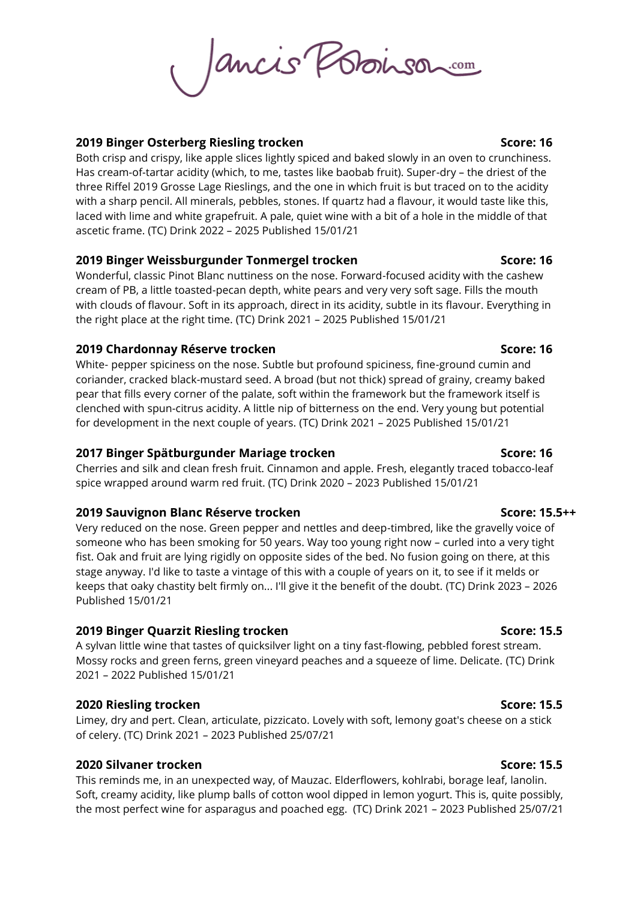**2019 Binger Osterberg Riesling trocken** **Score: 16**

Both crisp and crispy, like apple slices lightly spiced and baked slowly in an oven to crunchiness. Has cream-of-tartar acidity (which, to me, tastes like baobab fruit). Super-dry – the driest of the three Riffel 2019 Grosse Lage Rieslings, and the one in which fruit is but traced on to the acidity with a sharp pencil. All minerals, pebbles, stones. If quartz had a flavour, it would taste like this, laced with lime and white grapefruit. A pale, quiet wine with a bit of a hole in the middle of that ascetic frame. (TC) Drink 2022 – 2025 Published 15/01/21

**2019 Binger Weissburgunder Tonmergel trocken** **Score: 16**

Wonderful, classic Pinot Blanc nuttiness on the nose. Forward-focused acidity with the cashew cream of PB, a little toasted-pecan depth, white pears and very very soft sage. Fills the mouth with clouds of flavour. Soft in its approach, direct in its acidity, subtle in its flavour. Everything in the right place at the right time. (TC) Drink 2021 – 2025 Published 15/01/21

**2019 Chardonnay Réserve trocken** **Score: 16**

White- pepper spiciness on the nose. Subtle but profound spiciness, fine-ground cumin and coriander, cracked black-mustard seed. A broad (but not thick) spread of grainy, creamy baked pear that fills every corner of the palate, soft within the framework but the framework itself is clenched with spun-citrus acidity. A little nip of bitterness on the end. Very young but potential for development in the next couple of years. (TC) Drink 2021 – 2025 Published 15/01/21

**2017 Binger Spätburgunder Mariage trocken** **Score: 16**

Cherries and silk and clean fresh fruit. Cinnamon and apple. Fresh, elegantly traced tobacco-leaf spice wrapped around warm red fruit. (TC) Drink 2020 – 2023 Published 15/01/21

**2019 Sauvignon Blanc Réserve trocken** **Score: 15.5++**

Very reduced on the nose. Green pepper and nettles and deep-timbred, like the gravelly voice of someone who has been smoking for 50 years. Way too young right now – curled into a very tight fist. Oak and fruit are lying rigidly on opposite sides of the bed. No fusion going on there, at this stage anyway. I'd like to taste a vintage of this with a couple of years on it, to see if it melds or keeps that oaky chastity belt firmly on... I'll give it the benefit of the doubt. (TC) Drink 2023 – 2026 Published 15/01/21

**2019 Binger Quarzit Riesling trocken** **Score: 15.5**

A sylvan little wine that tastes of quicksilver light on a tiny fast-flowing, pebbled forest stream. Mossy rocks and green ferns, green vineyard peaches and a squeeze of lime. Delicate. (TC) Drink 2021 – 2022 Published 15/01/21

**2020 Riesling trocken** **Score: 15.5**

Limey, dry and pert. Clean, articulate, pizzicato. Lovely with soft, lemony goat's cheese on a stick of celery. (TC) Drink 2021 – 2023 Published 25/07/21

**2020 Silvaner trocken** **Score: 15.5**

This reminds me, in an unexpected way, of Mauzac. Elderflowers, kohlrabi, borage leaf, lanolin. Soft, creamy acidity, like plump balls of cotton wool dipped in lemon yogurt. This is, quite possibly, the most perfect wine for asparagus and poached egg. (TC) Drink 2021 – 2023 Published 25/07/21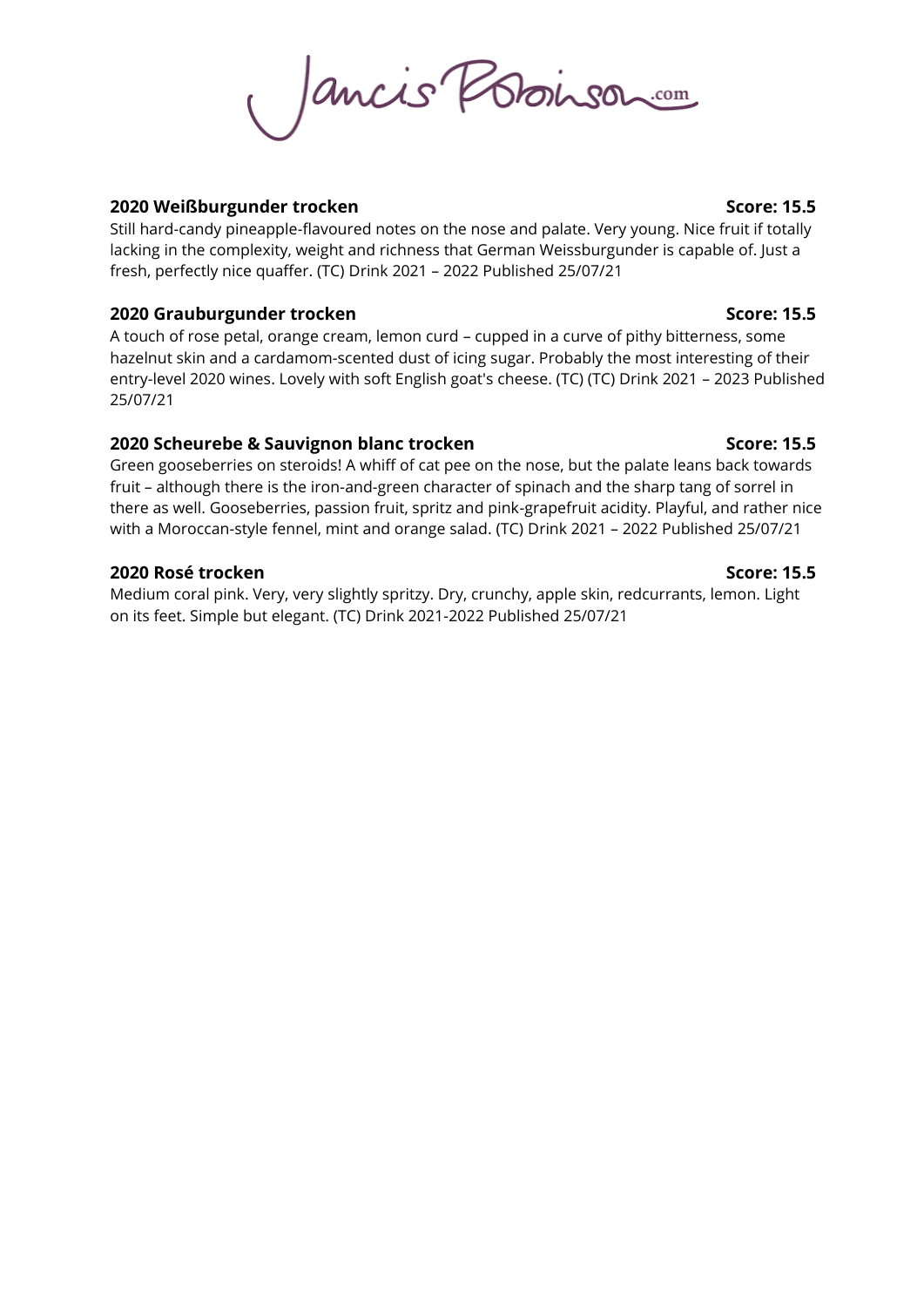**2020 Weißburgunder trocken** **Score: 15.5**

Still hard-candy pineapple-flavoured notes on the nose and palate. Very young. Nice fruit if totally lacking in the complexity, weight and richness that German Weissburgunder is capable of. Just a fresh, perfectly nice quaffer. (TC) Drink 2021 – 2022 Published 25/07/21

**2020 Grauburgunder trocken** **Score: 15.5**

A touch of rose petal, orange cream, lemon curd – cupped in a curve of pithy bitterness, some hazelnut skin and a cardamom-scented dust of icing sugar. Probably the most interesting of their entry-level 2020 wines. Lovely with soft English goat's cheese. (TC) (TC) Drink 2021 – 2023 Published 25/07/21

**2020 Scheurebe & Sauvignon blanc trocken** **Score: 15.5**

Green gooseberries on steroids! A whiff of cat pee on the nose, but the palate leans back towards fruit – although there is the iron-and-green character of spinach and the sharp tang of sorrel in there as well. Gooseberries, passion fruit, spritz and pink-grapefruit acidity. Playful, and rather nice with a Moroccan-style fennel, mint and orange salad. (TC) Drink 2021 – 2022 Published 25/07/21

**2020 Rosé trocken** **Score: 15.5**

Medium coral pink. Very, very slightly spritzy. Dry, crunchy, apple skin, redcurrants, lemon. Light on its feet. Simple but elegant. (TC) Drink 2021-2022 Published 25/07/21